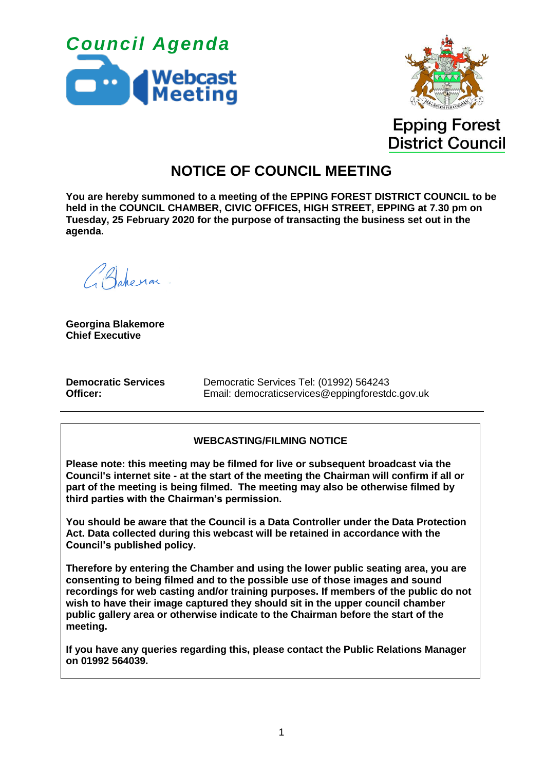*Council Agenda*

Webcast Meeting

Epping Forest District Council

# NOTICE OF COUNCIL MEETING

**You are hereby summoned to a meeting of the EPPING FOREST DISTRICT COUNCIL to be held in the COUNCIL CHAMBER, CIVIC OFFICES, HIGH STREET, EPPING at 7.30 pm on Tuesday, 25 February 2020 for the purpose of transacting the business set out in the agenda.**

**Georgina Blakemore**
**Chief Executive**

| **Democratic Services Officer:** | Democratic Services Tel: (01992) 564243<br>Email: democraticservices@eppingforestdc.gov.uk |
|---|---|

---

**WEBCASTING/FILMING NOTICE**

**Please note: this meeting may be filmed for live or subsequent broadcast via the Council's internet site - at the start of the meeting the Chairman will confirm if all or part of the meeting is being filmed. The meeting may also be otherwise filmed by third parties with the Chairman's permission.**

**You should be aware that the Council is a Data Controller under the Data Protection Act. Data collected during this webcast will be retained in accordance with the Council's published policy.**

**Therefore by entering the Chamber and using the lower public seating area, you are consenting to being filmed and to the possible use of those images and sound recordings for web casting and/or training purposes. If members of the public do not wish to have their image captured they should sit in the upper council chamber public gallery area or otherwise indicate to the Chairman before the start of the meeting.**

**If you have any queries regarding this, please contact the Public Relations Manager on 01992 564039.**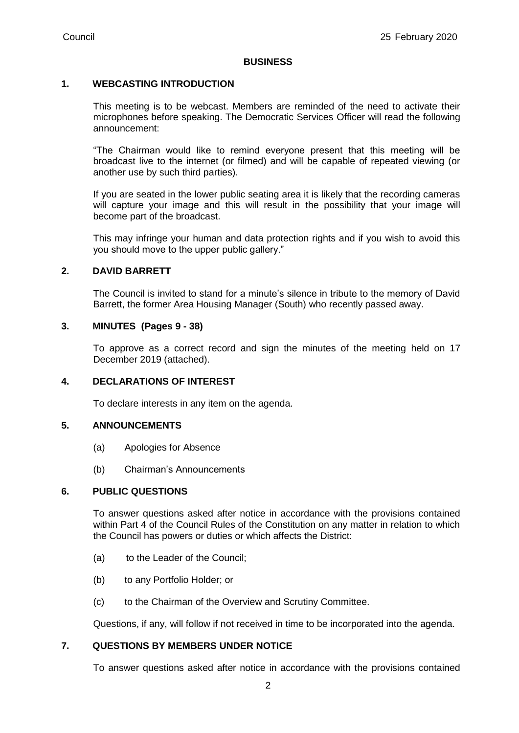## BUSINESS

### 1. WEBCASTING INTRODUCTION

This meeting is to be webcast. Members are reminded of the need to activate their microphones before speaking. The Democratic Services Officer will read the following announcement:

"The Chairman would like to remind everyone present that this meeting will be broadcast live to the internet (or filmed) and will be capable of repeated viewing (or another use by such third parties).

If you are seated in the lower public seating area it is likely that the recording cameras will capture your image and this will result in the possibility that your image will become part of the broadcast.

This may infringe your human and data protection rights and if you wish to avoid this you should move to the upper public gallery."

### 2. DAVID BARRETT

The Council is invited to stand for a minute's silence in tribute to the memory of David Barrett, the former Area Housing Manager (South) who recently passed away.

### 3. MINUTES (Pages 9 - 38)

To approve as a correct record and sign the minutes of the meeting held on 17 December 2019 (attached).

### 4. DECLARATIONS OF INTEREST

To declare interests in any item on the agenda.

### 5. ANNOUNCEMENTS

(a) Apologies for Absence

(b) Chairman's Announcements

### 6. PUBLIC QUESTIONS

To answer questions asked after notice in accordance with the provisions contained within Part 4 of the Council Rules of the Constitution on any matter in relation to which the Council has powers or duties or which affects the District:

(a) to the Leader of the Council;

(b) to any Portfolio Holder; or

(c) to the Chairman of the Overview and Scrutiny Committee.

Questions, if any, will follow if not received in time to be incorporated into the agenda.

### 7. QUESTIONS BY MEMBERS UNDER NOTICE

To answer questions asked after notice in accordance with the provisions contained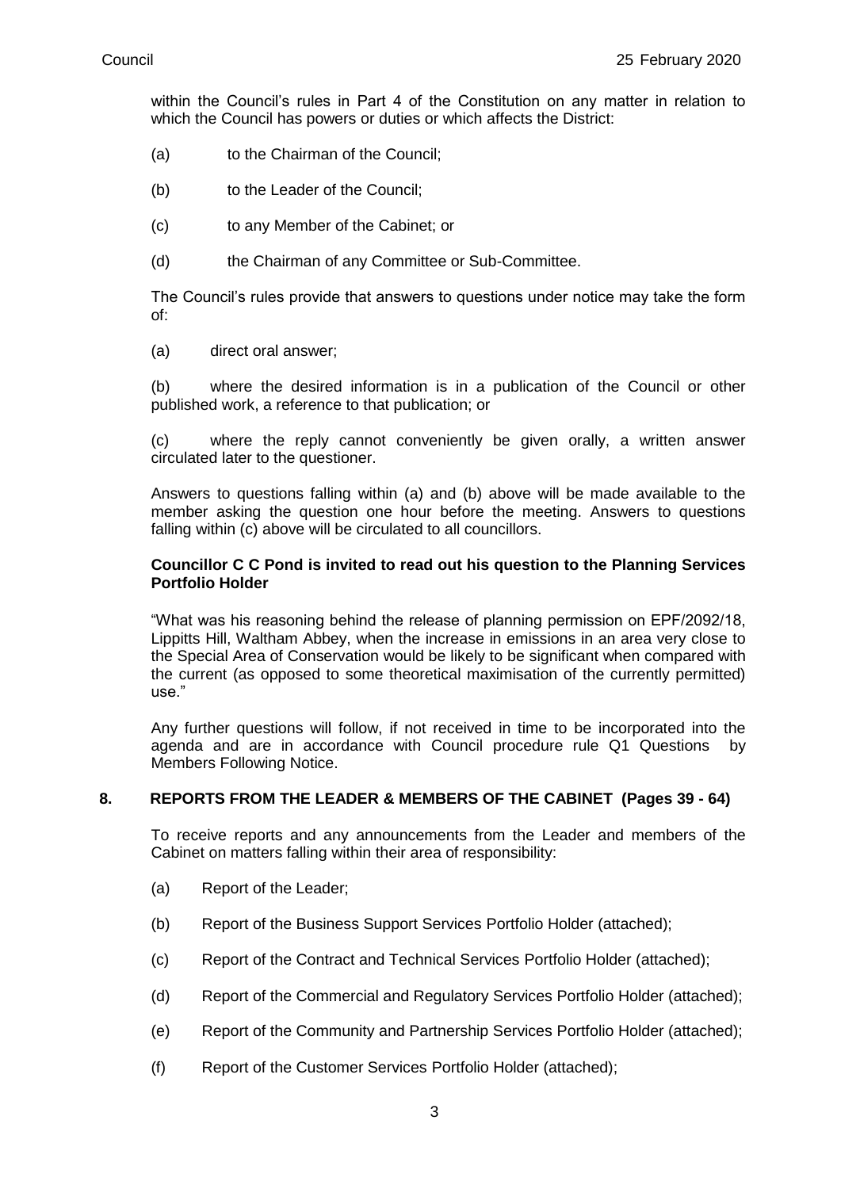within the Council's rules in Part 4 of the Constitution on any matter in relation to which the Council has powers or duties or which affects the District:

(a) to the Chairman of the Council;

(b) to the Leader of the Council;

(c) to any Member of the Cabinet; or

(d) the Chairman of any Committee or Sub-Committee.

The Council's rules provide that answers to questions under notice may take the form of:

(a) direct oral answer;

(b) where the desired information is in a publication of the Council or other published work, a reference to that publication; or

(c) where the reply cannot conveniently be given orally, a written answer circulated later to the questioner.

Answers to questions falling within (a) and (b) above will be made available to the member asking the question one hour before the meeting. Answers to questions falling within (c) above will be circulated to all councillors.

**Councillor C C Pond is invited to read out his question to the Planning Services Portfolio Holder**

"What was his reasoning behind the release of planning permission on EPF/2092/18, Lippitts Hill, Waltham Abbey, when the increase in emissions in an area very close to the Special Area of Conservation would be likely to be significant when compared with the current (as opposed to some theoretical maximisation of the currently permitted) use."

Any further questions will follow, if not received in time to be incorporated into the agenda and are in accordance with Council procedure rule Q1 Questions by Members Following Notice.

## 8. REPORTS FROM THE LEADER & MEMBERS OF THE CABINET (Pages 39 - 64)

To receive reports and any announcements from the Leader and members of the Cabinet on matters falling within their area of responsibility:

(a) Report of the Leader;

(b) Report of the Business Support Services Portfolio Holder (attached);

(c) Report of the Contract and Technical Services Portfolio Holder (attached);

(d) Report of the Commercial and Regulatory Services Portfolio Holder (attached);

(e) Report of the Community and Partnership Services Portfolio Holder (attached);

(f) Report of the Customer Services Portfolio Holder (attached);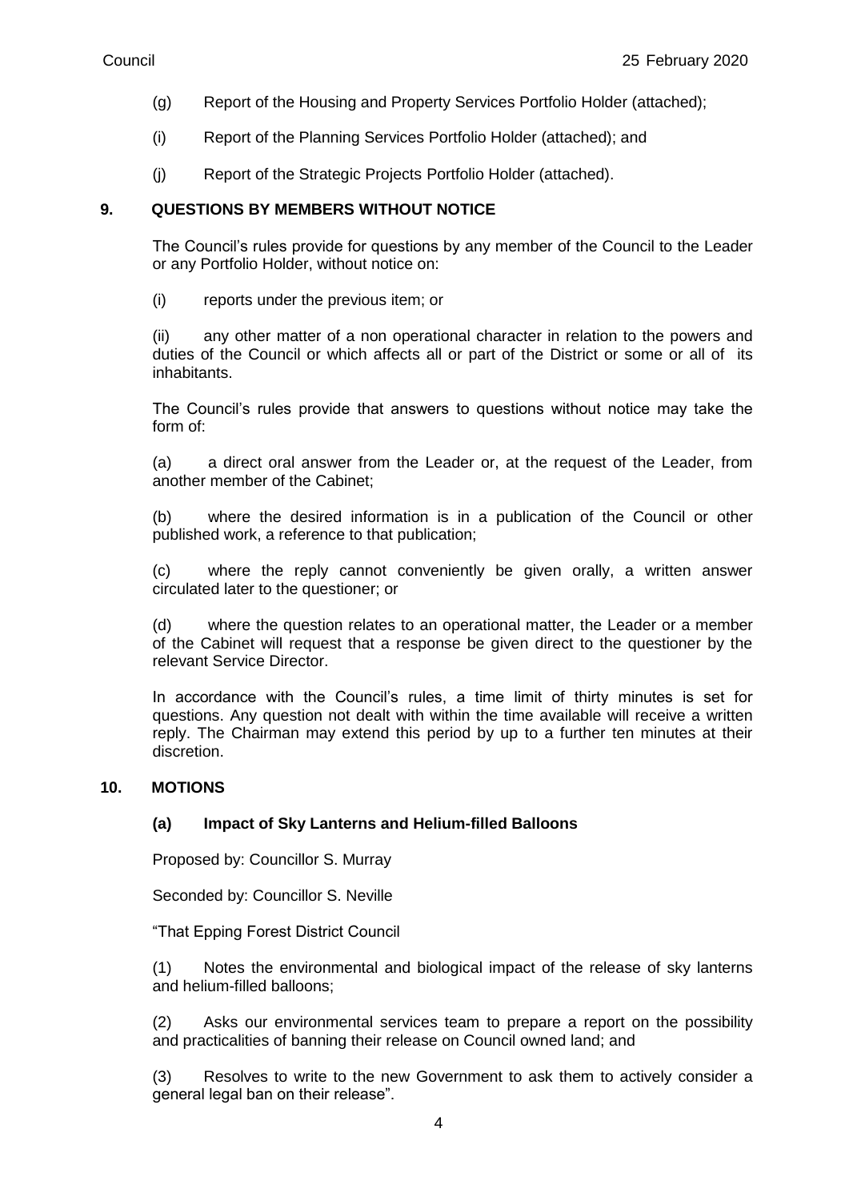(g) Report of the Housing and Property Services Portfolio Holder (attached);

(i) Report of the Planning Services Portfolio Holder (attached); and

(j) Report of the Strategic Projects Portfolio Holder (attached).

## 9. QUESTIONS BY MEMBERS WITHOUT NOTICE

The Council's rules provide for questions by any member of the Council to the Leader or any Portfolio Holder, without notice on:

(i) reports under the previous item; or

(ii) any other matter of a non operational character in relation to the powers and duties of the Council or which affects all or part of the District or some or all of its inhabitants.

The Council's rules provide that answers to questions without notice may take the form of:

(a) a direct oral answer from the Leader or, at the request of the Leader, from another member of the Cabinet;

(b) where the desired information is in a publication of the Council or other published work, a reference to that publication;

(c) where the reply cannot conveniently be given orally, a written answer circulated later to the questioner; or

(d) where the question relates to an operational matter, the Leader or a member of the Cabinet will request that a response be given direct to the questioner by the relevant Service Director.

In accordance with the Council's rules, a time limit of thirty minutes is set for questions. Any question not dealt with within the time available will receive a written reply. The Chairman may extend this period by up to a further ten minutes at their discretion.

## 10. MOTIONS

### (a) Impact of Sky Lanterns and Helium-filled Balloons

Proposed by: Councillor S. Murray

Seconded by: Councillor S. Neville

"That Epping Forest District Council

(1) Notes the environmental and biological impact of the release of sky lanterns and helium-filled balloons;

(2) Asks our environmental services team to prepare a report on the possibility and practicalities of banning their release on Council owned land; and

(3) Resolves to write to the new Government to ask them to actively consider a general legal ban on their release".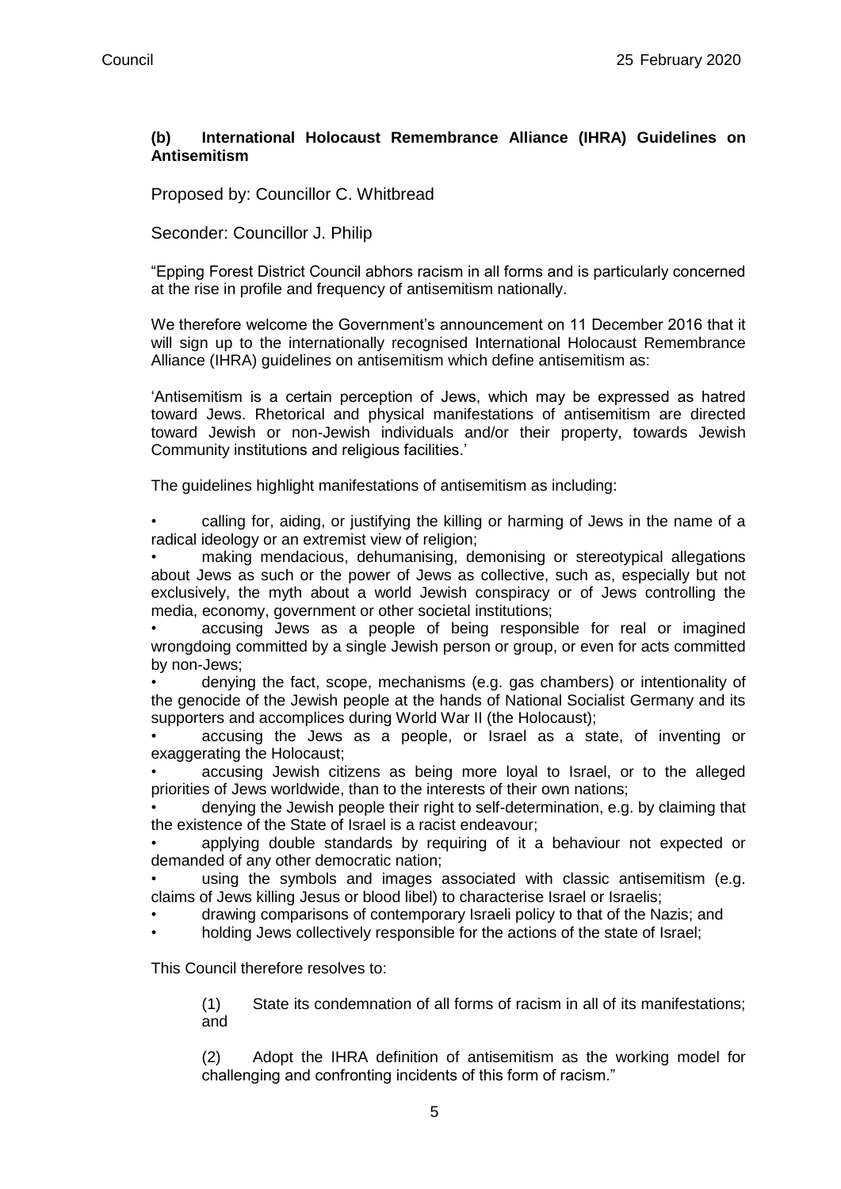**(b) International Holocaust Remembrance Alliance (IHRA) Guidelines on Antisemitism**

Proposed by: Councillor C. Whitbread

Seconder: Councillor J. Philip

"Epping Forest District Council abhors racism in all forms and is particularly concerned at the rise in profile and frequency of antisemitism nationally.

We therefore welcome the Government's announcement on 11 December 2016 that it will sign up to the internationally recognised International Holocaust Remembrance Alliance (IHRA) guidelines on antisemitism which define antisemitism as:

'Antisemitism is a certain perception of Jews, which may be expressed as hatred toward Jews. Rhetorical and physical manifestations of antisemitism are directed toward Jewish or non-Jewish individuals and/or their property, towards Jewish Community institutions and religious facilities.'

The guidelines highlight manifestations of antisemitism as including:

- calling for, aiding, or justifying the killing or harming of Jews in the name of a radical ideology or an extremist view of religion;
- making mendacious, dehumanising, demonising or stereotypical allegations about Jews as such or the power of Jews as collective, such as, especially but not exclusively, the myth about a world Jewish conspiracy or of Jews controlling the media, economy, government or other societal institutions;
- accusing Jews as a people of being responsible for real or imagined wrongdoing committed by a single Jewish person or group, or even for acts committed by non-Jews;
- denying the fact, scope, mechanisms (e.g. gas chambers) or intentionality of the genocide of the Jewish people at the hands of National Socialist Germany and its supporters and accomplices during World War II (the Holocaust);
- accusing the Jews as a people, or Israel as a state, of inventing or exaggerating the Holocaust;
- accusing Jewish citizens as being more loyal to Israel, or to the alleged priorities of Jews worldwide, than to the interests of their own nations;
- denying the Jewish people their right to self-determination, e.g. by claiming that the existence of the State of Israel is a racist endeavour;
- applying double standards by requiring of it a behaviour not expected or demanded of any other democratic nation;
- using the symbols and images associated with classic antisemitism (e.g. claims of Jews killing Jesus or blood libel) to characterise Israel or Israelis;
- drawing comparisons of contemporary Israeli policy to that of the Nazis; and
- holding Jews collectively responsible for the actions of the state of Israel;

This Council therefore resolves to:

(1) State its condemnation of all forms of racism in all of its manifestations; and

(2) Adopt the IHRA definition of antisemitism as the working model for challenging and confronting incidents of this form of racism."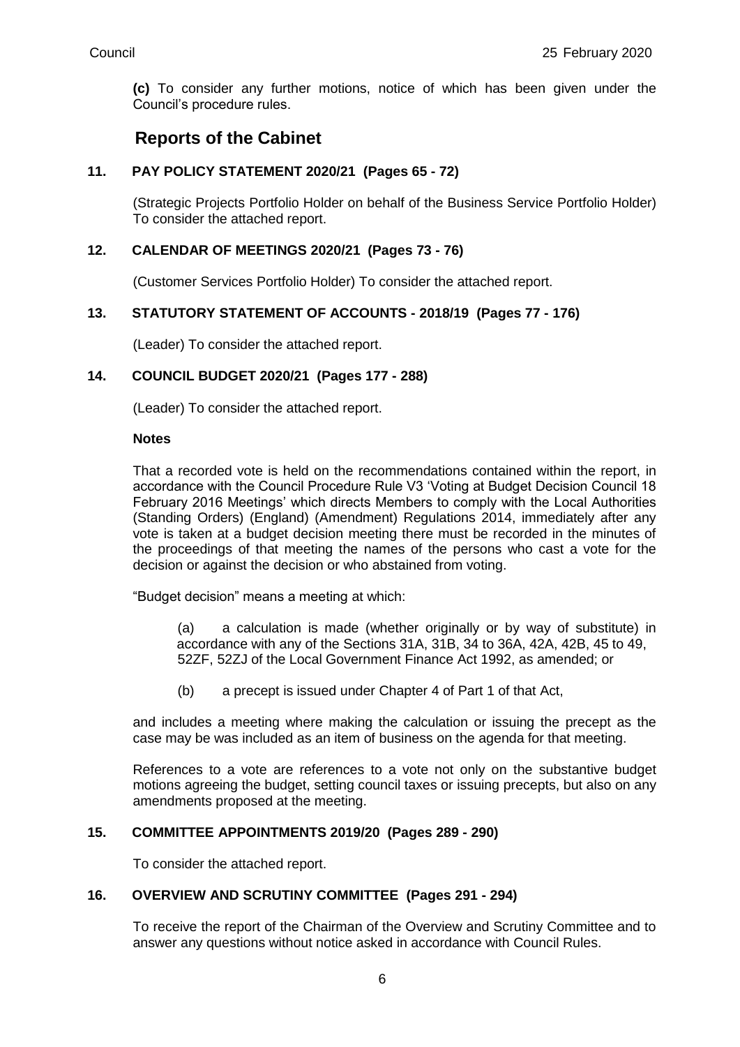**(c)** To consider any further motions, notice of which has been given under the Council's procedure rules.

## Reports of the Cabinet

### 11. PAY POLICY STATEMENT 2020/21 (Pages 65 - 72)

(Strategic Projects Portfolio Holder on behalf of the Business Service Portfolio Holder) To consider the attached report.

### 12. CALENDAR OF MEETINGS 2020/21 (Pages 73 - 76)

(Customer Services Portfolio Holder) To consider the attached report.

### 13. STATUTORY STATEMENT OF ACCOUNTS - 2018/19 (Pages 77 - 176)

(Leader) To consider the attached report.

### 14. COUNCIL BUDGET 2020/21 (Pages 177 - 288)

(Leader) To consider the attached report.

**Notes**

That a recorded vote is held on the recommendations contained within the report, in accordance with the Council Procedure Rule V3 'Voting at Budget Decision Council 18 February 2016 Meetings' which directs Members to comply with the Local Authorities (Standing Orders) (England) (Amendment) Regulations 2014, immediately after any vote is taken at a budget decision meeting there must be recorded in the minutes of the proceedings of that meeting the names of the persons who cast a vote for the decision or against the decision or who abstained from voting.

"Budget decision" means a meeting at which:

(a) a calculation is made (whether originally or by way of substitute) in accordance with any of the Sections 31A, 31B, 34 to 36A, 42A, 42B, 45 to 49, 52ZF, 52ZJ of the Local Government Finance Act 1992, as amended; or

(b) a precept is issued under Chapter 4 of Part 1 of that Act,

and includes a meeting where making the calculation or issuing the precept as the case may be was included as an item of business on the agenda for that meeting.

References to a vote are references to a vote not only on the substantive budget motions agreeing the budget, setting council taxes or issuing precepts, but also on any amendments proposed at the meeting.

### 15. COMMITTEE APPOINTMENTS 2019/20 (Pages 289 - 290)

To consider the attached report.

### 16. OVERVIEW AND SCRUTINY COMMITTEE (Pages 291 - 294)

To receive the report of the Chairman of the Overview and Scrutiny Committee and to answer any questions without notice asked in accordance with Council Rules.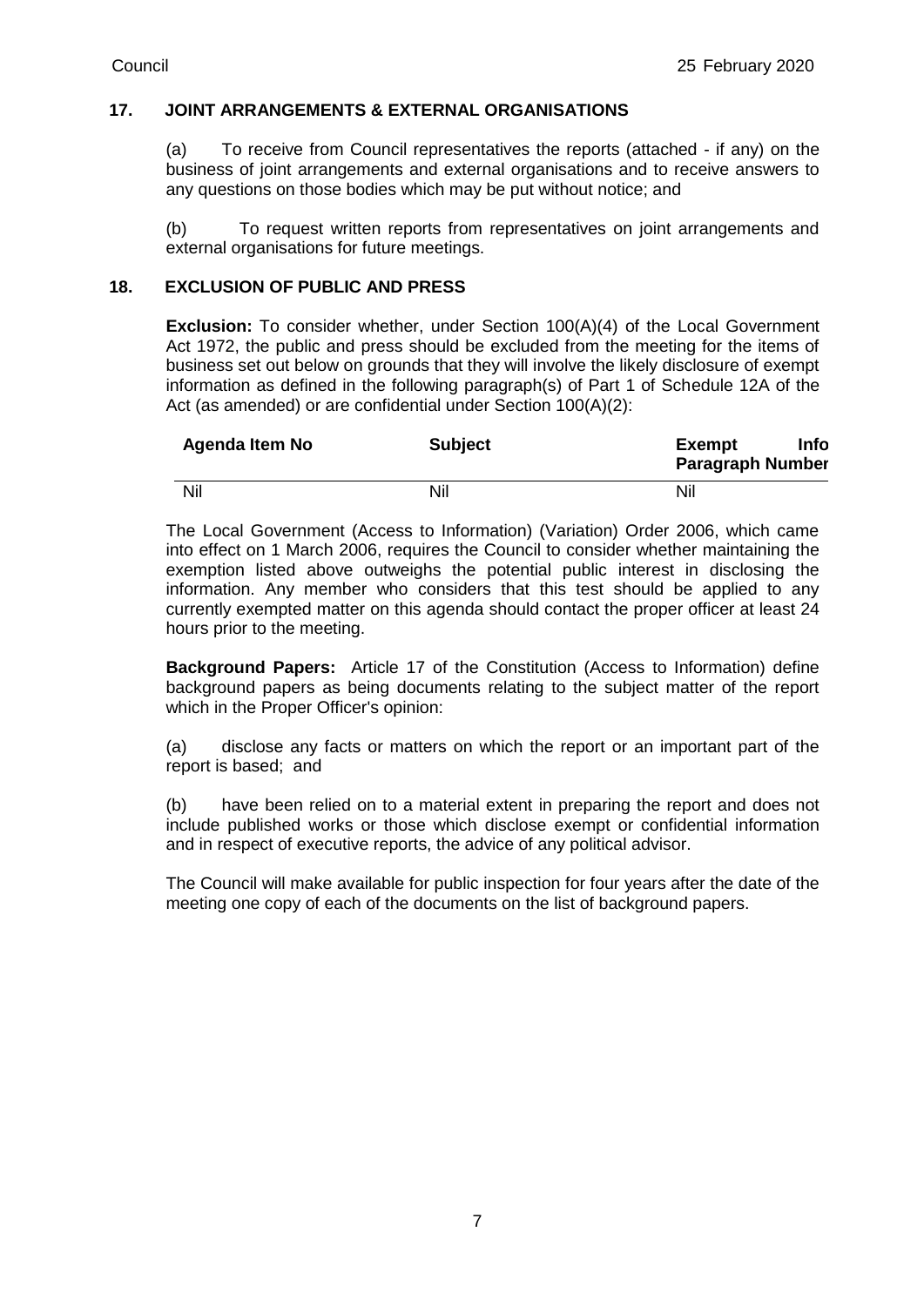## 17. JOINT ARRANGEMENTS & EXTERNAL ORGANISATIONS

(a) To receive from Council representatives the reports (attached - if any) on the business of joint arrangements and external organisations and to receive answers to any questions on those bodies which may be put without notice; and

(b) To request written reports from representatives on joint arrangements and external organisations for future meetings.

## 18. EXCLUSION OF PUBLIC AND PRESS

**Exclusion:** To consider whether, under Section 100(A)(4) of the Local Government Act 1972, the public and press should be excluded from the meeting for the items of business set out below on grounds that they will involve the likely disclosure of exempt information as defined in the following paragraph(s) of Part 1 of Schedule 12A of the Act (as amended) or are confidential under Section 100(A)(2):

| Agenda Item No | Subject | Exempt Info Paragraph Number |
|---|---|---|
| Nil | Nil | Nil |

The Local Government (Access to Information) (Variation) Order 2006, which came into effect on 1 March 2006, requires the Council to consider whether maintaining the exemption listed above outweighs the potential public interest in disclosing the information. Any member who considers that this test should be applied to any currently exempted matter on this agenda should contact the proper officer at least 24 hours prior to the meeting.

**Background Papers:** Article 17 of the Constitution (Access to Information) define background papers as being documents relating to the subject matter of the report which in the Proper Officer's opinion:

(a) disclose any facts or matters on which the report or an important part of the report is based; and

(b) have been relied on to a material extent in preparing the report and does not include published works or those which disclose exempt or confidential information and in respect of executive reports, the advice of any political advisor.

The Council will make available for public inspection for four years after the date of the meeting one copy of each of the documents on the list of background papers.